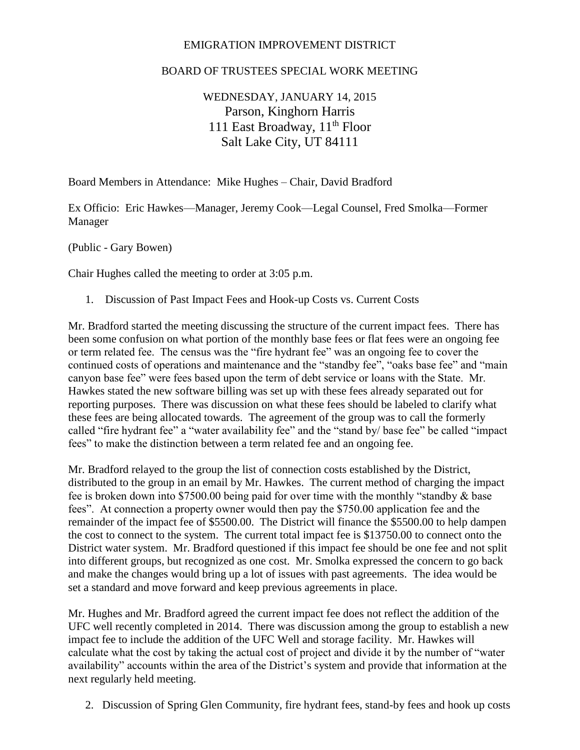# EMIGRATION IMPROVEMENT DISTRICT

## BOARD OF TRUSTEES SPECIAL WORK MEETING

WEDNESDAY, JANUARY 14, 2015
Parson, Kinghorn Harris
111 East Broadway, 11th Floor
Salt Lake City, UT 84111

Board Members in Attendance: Mike Hughes – Chair, David Bradford

Ex Officio: Eric Hawkes—Manager, Jeremy Cook—Legal Counsel, Fred Smolka—Former Manager

(Public - Gary Bowen)

Chair Hughes called the meeting to order at 3:05 p.m.

1. Discussion of Past Impact Fees and Hook-up Costs vs. Current Costs

Mr. Bradford started the meeting discussing the structure of the current impact fees. There has been some confusion on what portion of the monthly base fees or flat fees were an ongoing fee or term related fee. The census was the "fire hydrant fee" was an ongoing fee to cover the continued costs of operations and maintenance and the "standby fee", "oaks base fee" and "main canyon base fee" were fees based upon the term of debt service or loans with the State. Mr. Hawkes stated the new software billing was set up with these fees already separated out for reporting purposes. There was discussion on what these fees should be labeled to clarify what these fees are being allocated towards. The agreement of the group was to call the formerly called "fire hydrant fee" a "water availability fee" and the "stand by/ base fee" be called "impact fees" to make the distinction between a term related fee and an ongoing fee.

Mr. Bradford relayed to the group the list of connection costs established by the District, distributed to the group in an email by Mr. Hawkes. The current method of charging the impact fee is broken down into $7500.00 being paid for over time with the monthly "standby & base fees". At connection a property owner would then pay the $750.00 application fee and the remainder of the impact fee of $5500.00. The District will finance the $5500.00 to help dampen the cost to connect to the system. The current total impact fee is $13750.00 to connect onto the District water system. Mr. Bradford questioned if this impact fee should be one fee and not split into different groups, but recognized as one cost. Mr. Smolka expressed the concern to go back and make the changes would bring up a lot of issues with past agreements. The idea would be set a standard and move forward and keep previous agreements in place.

Mr. Hughes and Mr. Bradford agreed the current impact fee does not reflect the addition of the UFC well recently completed in 2014. There was discussion among the group to establish a new impact fee to include the addition of the UFC Well and storage facility. Mr. Hawkes will calculate what the cost by taking the actual cost of project and divide it by the number of "water availability" accounts within the area of the District's system and provide that information at the next regularly held meeting.

2. Discussion of Spring Glen Community, fire hydrant fees, stand-by fees and hook up costs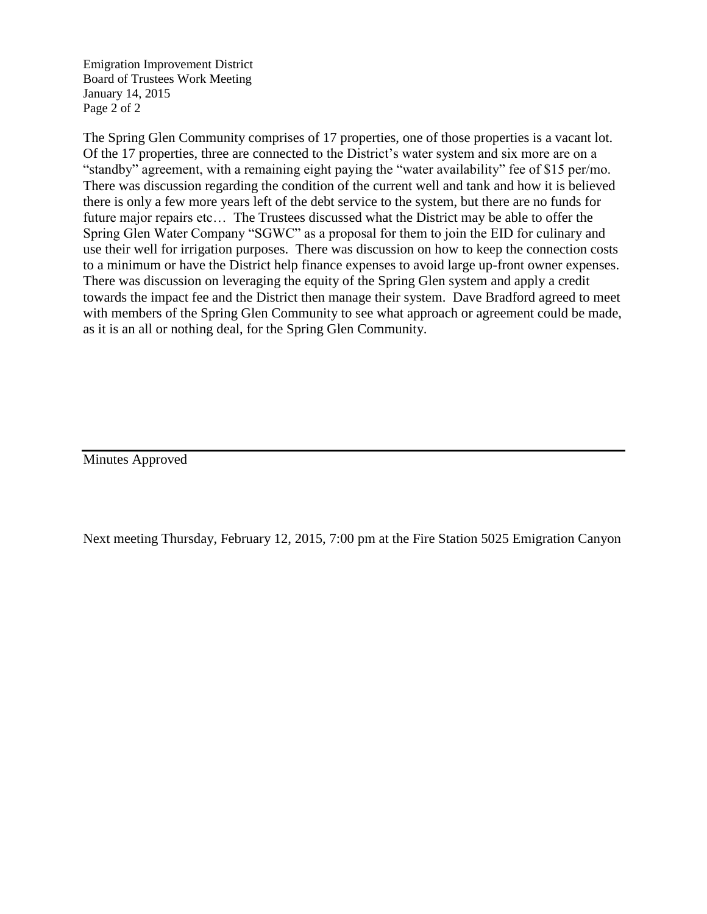The Spring Glen Community comprises of 17 properties, one of those properties is a vacant lot. Of the 17 properties, three are connected to the District's water system and six more are on a "standby" agreement, with a remaining eight paying the "water availability" fee of $15 per/mo. There was discussion regarding the condition of the current well and tank and how it is believed there is only a few more years left of the debt service to the system, but there are no funds for future major repairs etc… The Trustees discussed what the District may be able to offer the Spring Glen Water Company "SGWC" as a proposal for them to join the EID for culinary and use their well for irrigation purposes. There was discussion on how to keep the connection costs to a minimum or have the District help finance expenses to avoid large up-front owner expenses. There was discussion on leveraging the equity of the Spring Glen system and apply a credit towards the impact fee and the District then manage their system. Dave Bradford agreed to meet with members of the Spring Glen Community to see what approach or agreement could be made, as it is an all or nothing deal, for the Spring Glen Community.

---

Minutes Approved

Next meeting Thursday, February 12, 2015, 7:00 pm at the Fire Station 5025 Emigration Canyon